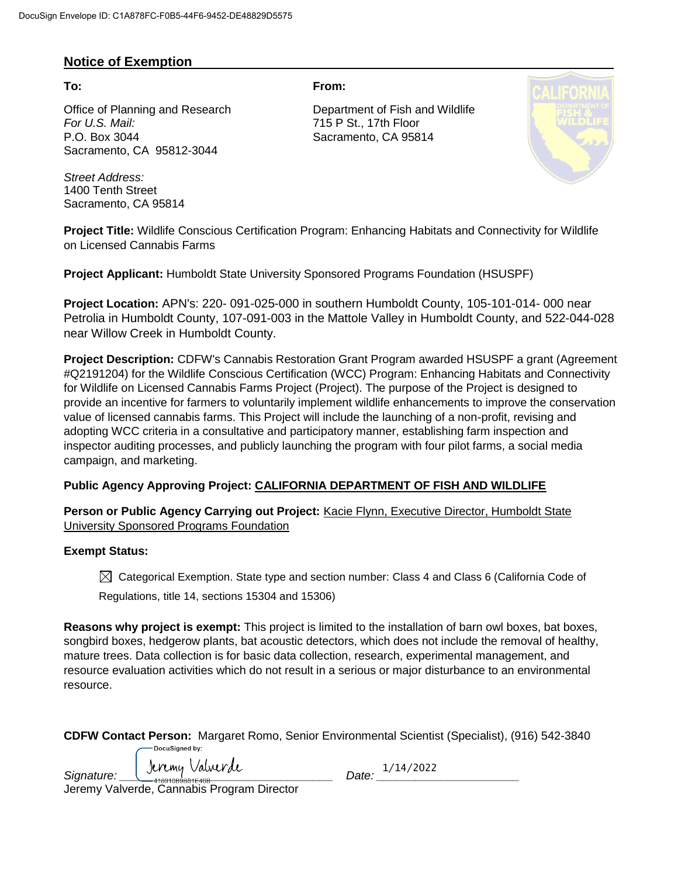DocuSign Envelope ID: C1A878FC-F0B5-44F6-9452-DE48829D5575

## Notice of Exemption

**To:**

Office of Planning and Research
*For U.S. Mail:*
P.O. Box 3044
Sacramento, CA 95812-3044

*Street Address:*
1400 Tenth Street
Sacramento, CA 95814

**From:**

Department of Fish and Wildlife
715 P St., 17th Floor
Sacramento, CA 95814

**Project Title:** Wildlife Conscious Certification Program: Enhancing Habitats and Connectivity for Wildlife on Licensed Cannabis Farms

**Project Applicant:** Humboldt State University Sponsored Programs Foundation (HSUSPF)

**Project Location:** APN's: 220- 091-025-000 in southern Humboldt County, 105-101-014- 000 near Petrolia in Humboldt County, 107-091-003 in the Mattole Valley in Humboldt County, and 522-044-028 near Willow Creek in Humboldt County.

**Project Description:** CDFW's Cannabis Restoration Grant Program awarded HSUSPF a grant (Agreement #Q2191204) for the Wildlife Conscious Certification (WCC) Program: Enhancing Habitats and Connectivity for Wildlife on Licensed Cannabis Farms Project (Project). The purpose of the Project is designed to provide an incentive for farmers to voluntarily implement wildlife enhancements to improve the conservation value of licensed cannabis farms. This Project will include the launching of a non-profit, revising and adopting WCC criteria in a consultative and participatory manner, establishing farm inspection and inspector auditing processes, and publicly launching the program with four pilot farms, a social media campaign, and marketing.

**Public Agency Approving Project:** CALIFORNIA DEPARTMENT OF FISH AND WILDLIFE

**Person or Public Agency Carrying out Project:** Kacie Flynn, Executive Director, Humboldt State University Sponsored Programs Foundation

**Exempt Status:**

☒ Categorical Exemption. State type and section number: Class 4 and Class 6 (California Code of Regulations, title 14, sections 15304 and 15306)

**Reasons why project is exempt:** This project is limited to the installation of barn owl boxes, bat boxes, songbird boxes, hedgerow plants, bat acoustic detectors, which does not include the removal of healthy, mature trees. Data collection is for basic data collection, research, experimental management, and resource evaluation activities which do not result in a serious or major disturbance to an environmental resource.

**CDFW Contact Person:** Margaret Romo, Senior Environmental Scientist (Specialist), (916) 542-3840

DocuSigned by:

*Signature:* Jeremy Valverde (418910B9B81E46B) *Date:* 1/14/2022

Jeremy Valverde, Cannabis Program Director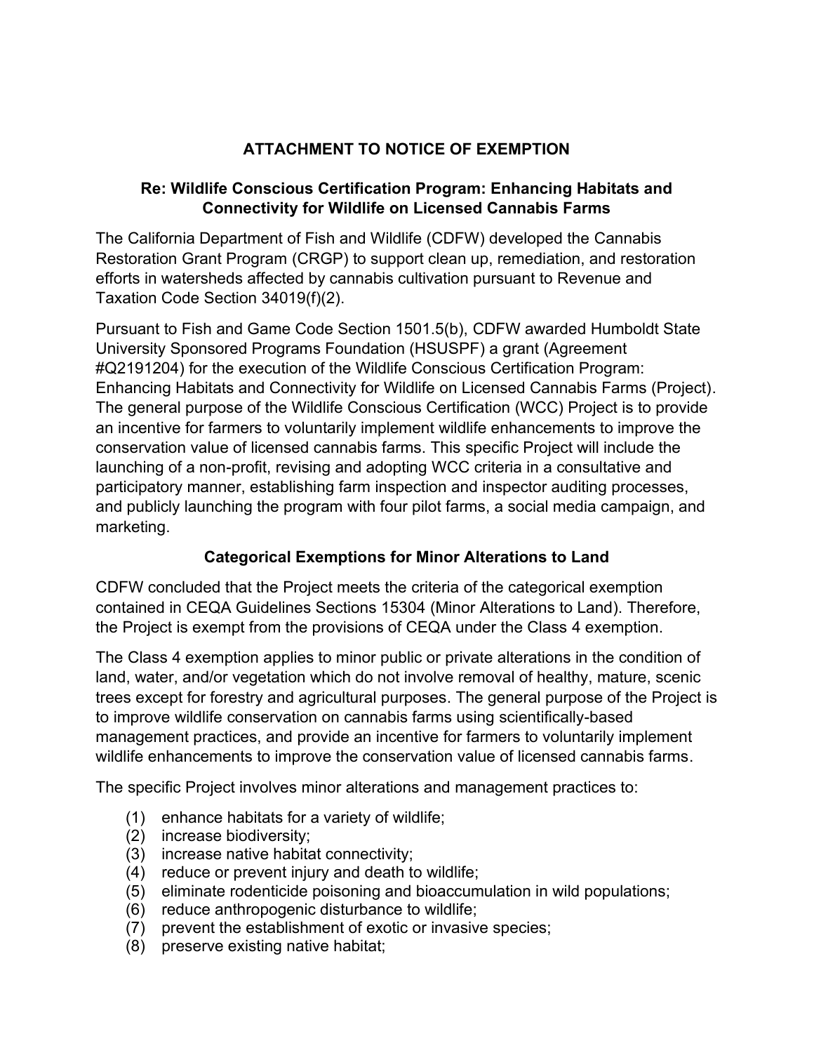## ATTACHMENT TO NOTICE OF EXEMPTION

### Re: Wildlife Conscious Certification Program: Enhancing Habitats and Connectivity for Wildlife on Licensed Cannabis Farms

The California Department of Fish and Wildlife (CDFW) developed the Cannabis Restoration Grant Program (CRGP) to support clean up, remediation, and restoration efforts in watersheds affected by cannabis cultivation pursuant to Revenue and Taxation Code Section 34019(f)(2).

Pursuant to Fish and Game Code Section 1501.5(b), CDFW awarded Humboldt State University Sponsored Programs Foundation (HSUSPF) a grant (Agreement #Q2191204) for the execution of the Wildlife Conscious Certification Program: Enhancing Habitats and Connectivity for Wildlife on Licensed Cannabis Farms (Project). The general purpose of the Wildlife Conscious Certification (WCC) Project is to provide an incentive for farmers to voluntarily implement wildlife enhancements to improve the conservation value of licensed cannabis farms. This specific Project will include the launching of a non-profit, revising and adopting WCC criteria in a consultative and participatory manner, establishing farm inspection and inspector auditing processes, and publicly launching the program with four pilot farms, a social media campaign, and marketing.

### Categorical Exemptions for Minor Alterations to Land

CDFW concluded that the Project meets the criteria of the categorical exemption contained in CEQA Guidelines Sections 15304 (Minor Alterations to Land). Therefore, the Project is exempt from the provisions of CEQA under the Class 4 exemption.

The Class 4 exemption applies to minor public or private alterations in the condition of land, water, and/or vegetation which do not involve removal of healthy, mature, scenic trees except for forestry and agricultural purposes. The general purpose of the Project is to improve wildlife conservation on cannabis farms using scientifically-based management practices, and provide an incentive for farmers to voluntarily implement wildlife enhancements to improve the conservation value of licensed cannabis farms.

The specific Project involves minor alterations and management practices to:

(1) enhance habitats for a variety of wildlife;
(2) increase biodiversity;
(3) increase native habitat connectivity;
(4) reduce or prevent injury and death to wildlife;
(5) eliminate rodenticide poisoning and bioaccumulation in wild populations;
(6) reduce anthropogenic disturbance to wildlife;
(7) prevent the establishment of exotic or invasive species;
(8) preserve existing native habitat;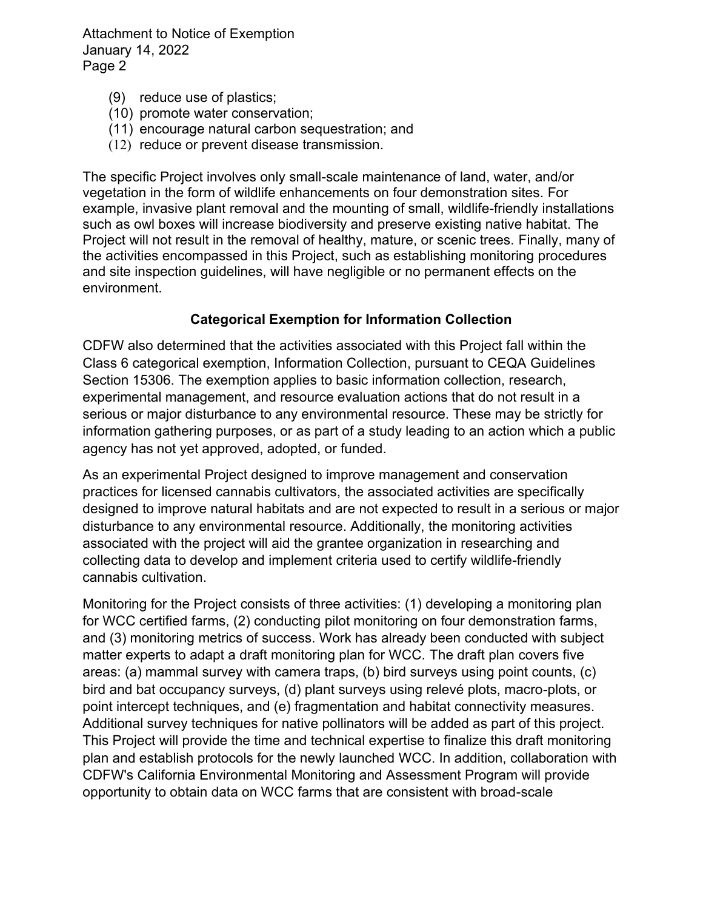(9) reduce use of plastics;
(10) promote water conservation;
(11) encourage natural carbon sequestration; and
(12) reduce or prevent disease transmission.

The specific Project involves only small-scale maintenance of land, water, and/or vegetation in the form of wildlife enhancements on four demonstration sites. For example, invasive plant removal and the mounting of small, wildlife-friendly installations such as owl boxes will increase biodiversity and preserve existing native habitat. The Project will not result in the removal of healthy, mature, or scenic trees. Finally, many of the activities encompassed in this Project, such as establishing monitoring procedures and site inspection guidelines, will have negligible or no permanent effects on the environment.

**Categorical Exemption for Information Collection**

CDFW also determined that the activities associated with this Project fall within the Class 6 categorical exemption, Information Collection, pursuant to CEQA Guidelines Section 15306. The exemption applies to basic information collection, research, experimental management, and resource evaluation actions that do not result in a serious or major disturbance to any environmental resource. These may be strictly for information gathering purposes, or as part of a study leading to an action which a public agency has not yet approved, adopted, or funded.

As an experimental Project designed to improve management and conservation practices for licensed cannabis cultivators, the associated activities are specifically designed to improve natural habitats and are not expected to result in a serious or major disturbance to any environmental resource. Additionally, the monitoring activities associated with the project will aid the grantee organization in researching and collecting data to develop and implement criteria used to certify wildlife-friendly cannabis cultivation.

Monitoring for the Project consists of three activities: (1) developing a monitoring plan for WCC certified farms, (2) conducting pilot monitoring on four demonstration farms, and (3) monitoring metrics of success. Work has already been conducted with subject matter experts to adapt a draft monitoring plan for WCC. The draft plan covers five areas: (a) mammal survey with camera traps, (b) bird surveys using point counts, (c) bird and bat occupancy surveys, (d) plant surveys using relevé plots, macro-plots, or point intercept techniques, and (e) fragmentation and habitat connectivity measures. Additional survey techniques for native pollinators will be added as part of this project. This Project will provide the time and technical expertise to finalize this draft monitoring plan and establish protocols for the newly launched WCC. In addition, collaboration with CDFW's California Environmental Monitoring and Assessment Program will provide opportunity to obtain data on WCC farms that are consistent with broad-scale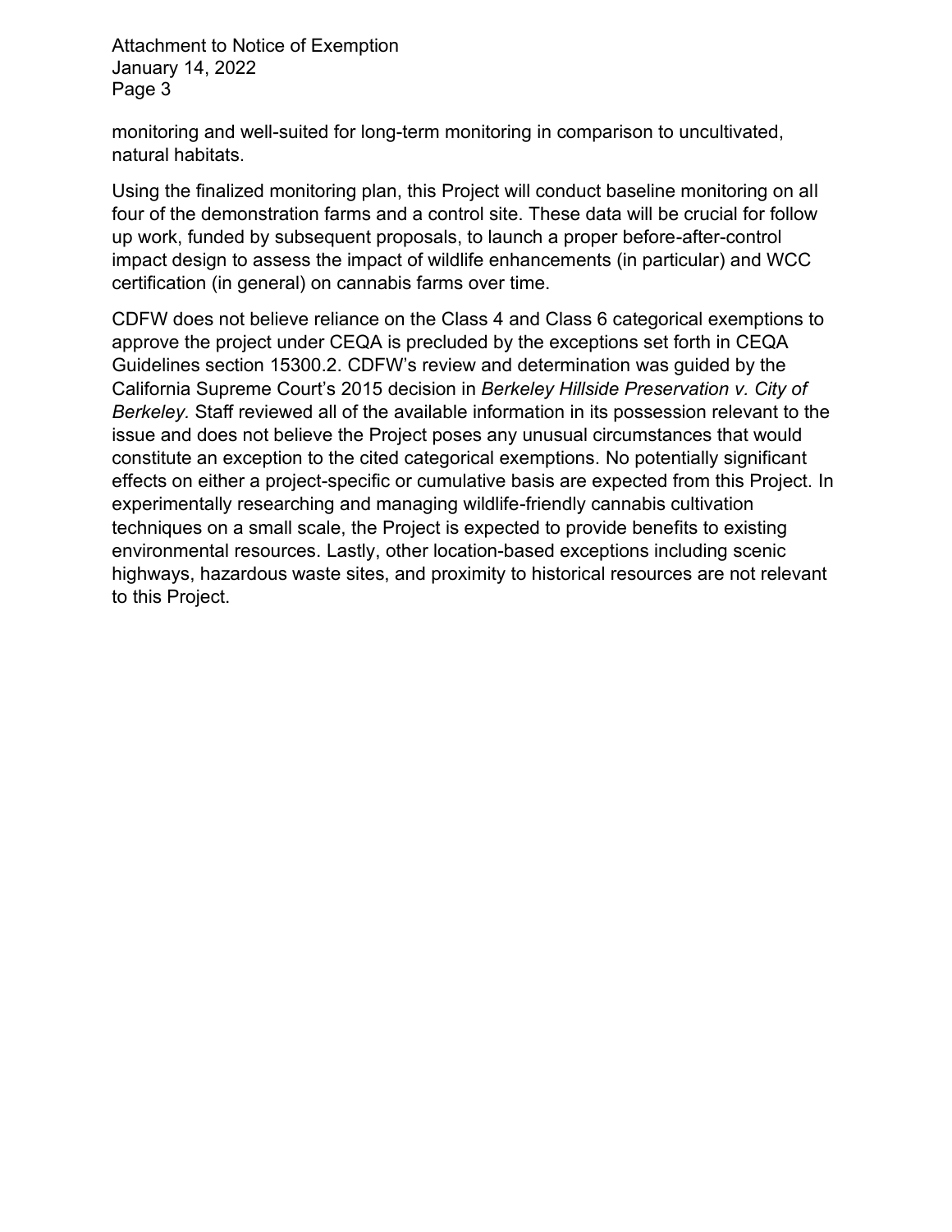monitoring and well-suited for long-term monitoring in comparison to uncultivated, natural habitats.

Using the finalized monitoring plan, this Project will conduct baseline monitoring on all four of the demonstration farms and a control site. These data will be crucial for follow up work, funded by subsequent proposals, to launch a proper before-after-control impact design to assess the impact of wildlife enhancements (in particular) and WCC certification (in general) on cannabis farms over time.

CDFW does not believe reliance on the Class 4 and Class 6 categorical exemptions to approve the project under CEQA is precluded by the exceptions set forth in CEQA Guidelines section 15300.2. CDFW's review and determination was guided by the California Supreme Court's 2015 decision in *Berkeley Hillside Preservation v. City of Berkeley.* Staff reviewed all of the available information in its possession relevant to the issue and does not believe the Project poses any unusual circumstances that would constitute an exception to the cited categorical exemptions. No potentially significant effects on either a project-specific or cumulative basis are expected from this Project. In experimentally researching and managing wildlife-friendly cannabis cultivation techniques on a small scale, the Project is expected to provide benefits to existing environmental resources. Lastly, other location-based exceptions including scenic highways, hazardous waste sites, and proximity to historical resources are not relevant to this Project.